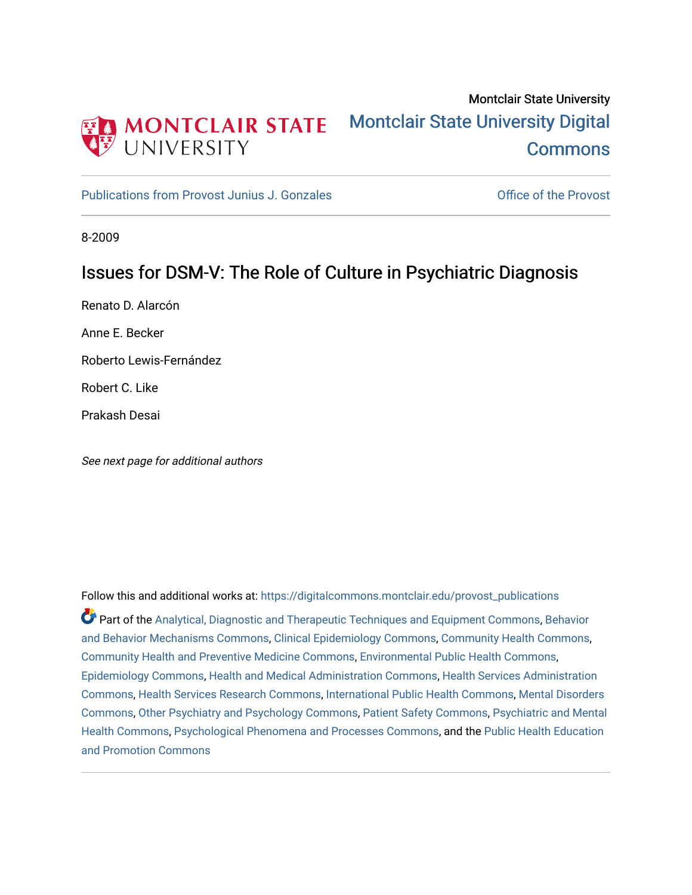Montclair State University

# Montclair State University Digital Commons

Publications from Provost Junius J. Gonzales | Office of the Provost

8-2009

## Issues for DSM-V: The Role of Culture in Psychiatric Diagnosis

Renato D. Alarcón

Anne E. Becker

Roberto Lewis-Fernández

Robert C. Like

Prakash Desai

*See next page for additional authors*

Follow this and additional works at: https://digitalcommons.montclair.edu/provost_publications

Part of the Analytical, Diagnostic and Therapeutic Techniques and Equipment Commons, Behavior and Behavior Mechanisms Commons, Clinical Epidemiology Commons, Community Health Commons, Community Health and Preventive Medicine Commons, Environmental Public Health Commons, Epidemiology Commons, Health and Medical Administration Commons, Health Services Administration Commons, Health Services Research Commons, International Public Health Commons, Mental Disorders Commons, Other Psychiatry and Psychology Commons, Patient Safety Commons, Psychiatric and Mental Health Commons, Psychological Phenomena and Processes Commons, and the Public Health Education and Promotion Commons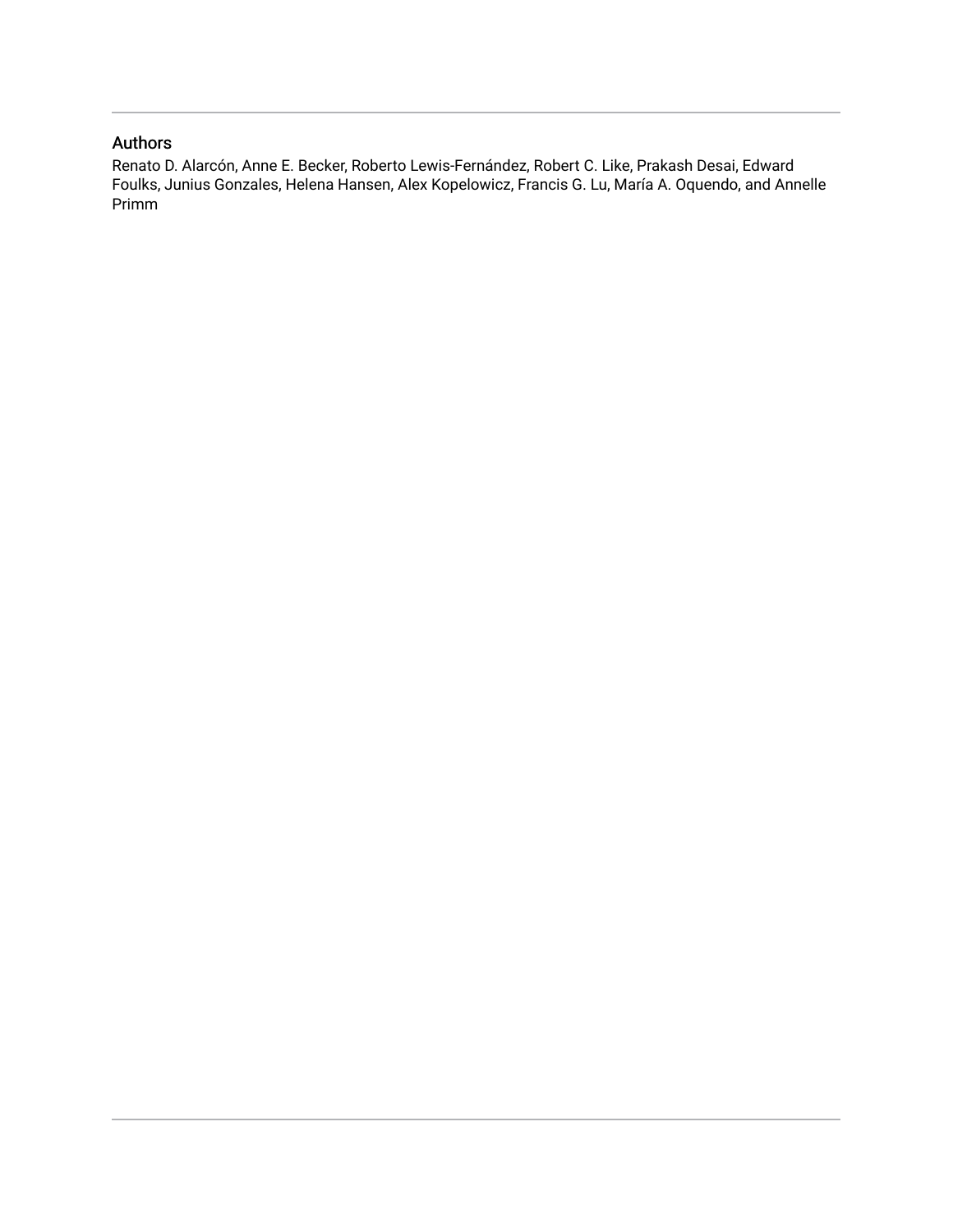## Authors

Renato D. Alarcón, Anne E. Becker, Roberto Lewis-Fernández, Robert C. Like, Prakash Desai, Edward Foulks, Junius Gonzales, Helena Hansen, Alex Kopelowicz, Francis G. Lu, María A. Oquendo, and Annelle Primm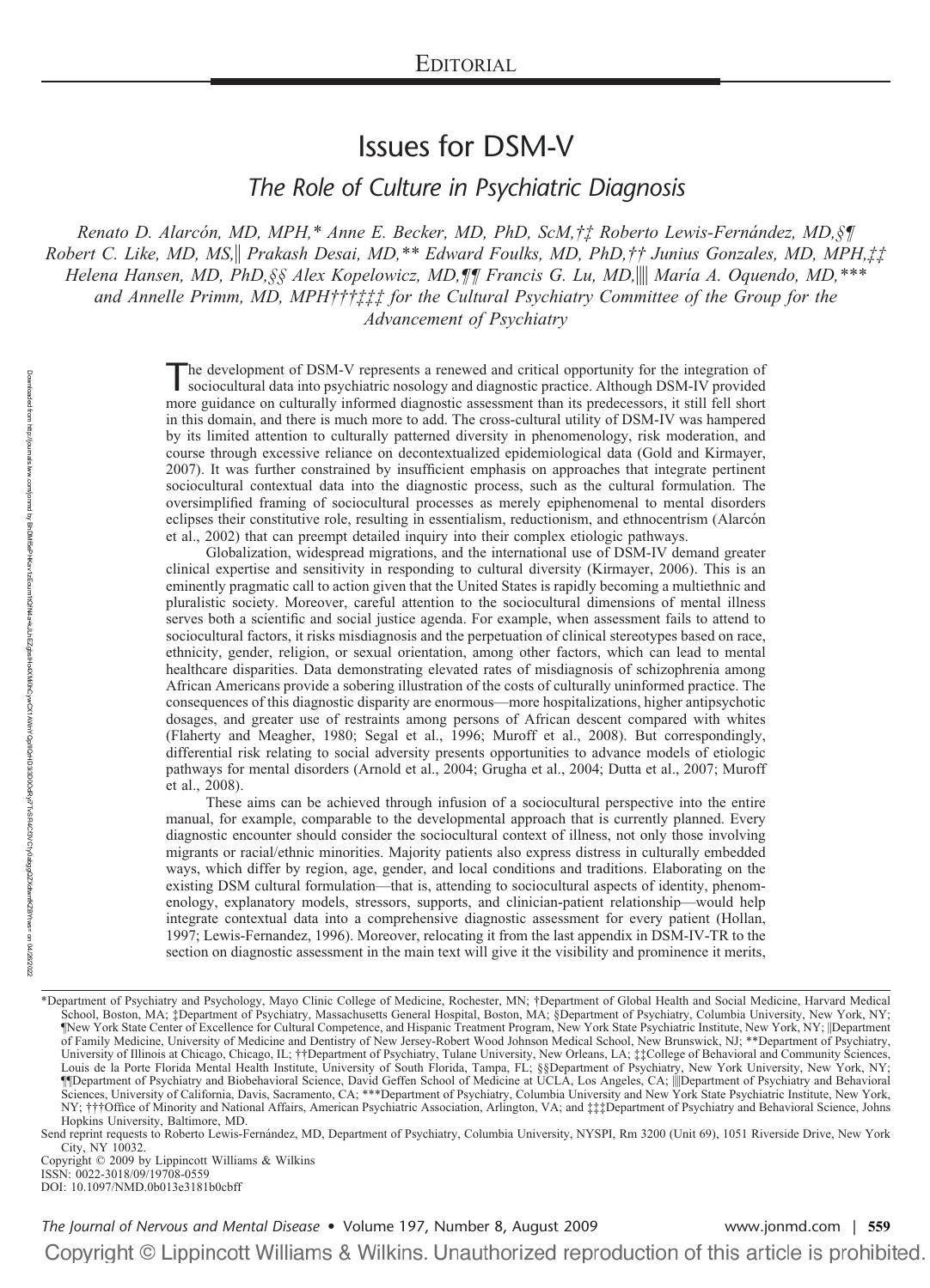# Editorial

# Issues for DSM-V

## *The Role of Culture in Psychiatric Diagnosis*

*Renato D. Alarcón, MD, MPH,\* Anne E. Becker, MD, PhD, ScM,†‡ Roberto Lewis-Fernández, MD,§¶ Robert C. Like, MD, MS,‖ Prakash Desai, MD,\*\* Edward Foulks, MD, PhD,†† Junius Gonzales, MD, MPH,‡‡ Helena Hansen, MD, PhD,§§ Alex Kopelowicz, MD,¶¶ Francis G. Lu, MD,‖‖ María A. Oquendo, MD,\*\*\* and Annelle Primm, MD, MPH†††‡‡‡ for the Cultural Psychiatry Committee of the Group for the Advancement of Psychiatry*

The development of DSM-V represents a renewed and critical opportunity for the integration of sociocultural data into psychiatric nosology and diagnostic practice. Although DSM-IV provided more guidance on culturally informed diagnostic assessment than its predecessors, it still fell short in this domain, and there is much more to add. The cross-cultural utility of DSM-IV was hampered by its limited attention to culturally patterned diversity in phenomenology, risk moderation, and course through excessive reliance on decontextualized epidemiological data (Gold and Kirmayer, 2007). It was further constrained by insufficient emphasis on approaches that integrate pertinent sociocultural contextual data into the diagnostic process, such as the cultural formulation. The oversimplified framing of sociocultural processes as merely epiphenomenal to mental disorders eclipses their constitutive role, resulting in essentialism, reductionism, and ethnocentrism (Alarcón et al., 2002) that can preempt detailed inquiry into their complex etiologic pathways.

Globalization, widespread migrations, and the international use of DSM-IV demand greater clinical expertise and sensitivity in responding to cultural diversity (Kirmayer, 2006). This is an eminently pragmatic call to action given that the United States is rapidly becoming a multiethnic and pluralistic society. Moreover, careful attention to the sociocultural dimensions of mental illness serves both a scientific and social justice agenda. For example, when assessment fails to attend to sociocultural factors, it risks misdiagnosis and the perpetuation of clinical stereotypes based on race, ethnicity, gender, religion, or sexual orientation, among other factors, which can lead to mental healthcare disparities. Data demonstrating elevated rates of misdiagnosis of schizophrenia among African Americans provide a sobering illustration of the costs of culturally uninformed practice. The consequences of this diagnostic disparity are enormous—more hospitalizations, higher antipsychotic dosages, and greater use of restraints among persons of African descent compared with whites (Flaherty and Meagher, 1980; Segal et al., 1996; Muroff et al., 2008). But correspondingly, differential risk relating to social adversity presents opportunities to advance models of etiologic pathways for mental disorders (Arnold et al., 2004; Grugha et al., 2004; Dutta et al., 2007; Muroff et al., 2008).

These aims can be achieved through infusion of a sociocultural perspective into the entire manual, for example, comparable to the developmental approach that is currently planned. Every diagnostic encounter should consider the sociocultural context of illness, not only those involving migrants or racial/ethnic minorities. Majority patients also express distress in culturally embedded ways, which differ by region, age, gender, and local conditions and traditions. Elaborating on the existing DSM cultural formulation—that is, attending to sociocultural aspects of identity, phenomenology, explanatory models, stressors, supports, and clinician-patient relationship—would help integrate contextual data into a comprehensive diagnostic assessment for every patient (Hollan, 1997; Lewis-Fernandez, 1996). Moreover, relocating it from the last appendix in DSM-IV-TR to the section on diagnostic assessment in the main text will give it the visibility and prominence it merits,

\*Department of Psychiatry and Psychology, Mayo Clinic College of Medicine, Rochester, MN; †Department of Global Health and Social Medicine, Harvard Medical School, Boston, MA; ‡Department of Psychiatry, Massachusetts General Hospital, Boston, MA; §Department of Psychiatry, Columbia University, New York, NY; ¶New York State Center of Excellence for Cultural Competence, and Hispanic Treatment Program, New York State Psychiatric Institute, New York, NY; ‖Department of Family Medicine, University of Medicine and Dentistry of New Jersey-Robert Wood Johnson Medical School, New Brunswick, NJ; \*\*Department of Psychiatry, University of Illinois at Chicago, Chicago, IL; ††Department of Psychiatry, Tulane University, New Orleans, LA; ‡‡College of Behavioral and Community Sciences, Louis de la Porte Florida Mental Health Institute, University of South Florida, Tampa, FL; §§Department of Psychiatry, New York University, New York, NY; ¶¶Department of Psychiatry and Biobehavioral Science, David Geffen School of Medicine at UCLA, Los Angeles, CA; ‖‖Department of Psychiatry and Behavioral Sciences, University of California, Davis, Sacramento, CA; \*\*\*Department of Psychiatry, Columbia University and New York State Psychiatric Institute, New York, NY; †††Office of Minority and National Affairs, American Psychiatric Association, Arlington, VA; and ‡‡‡Department of Psychiatry and Behavioral Science, Johns Hopkins University, Baltimore, MD.

Send reprint requests to Roberto Lewis-Fernández, MD, Department of Psychiatry, Columbia University, NYSPI, Rm 3200 (Unit 69), 1051 Riverside Drive, New York City, NY 10032.

Copyright © 2009 by Lippincott Williams & Wilkins

ISSN: 0022-3018/09/19708-0559

DOI: 10.1097/NMD.0b013e3181b0cbff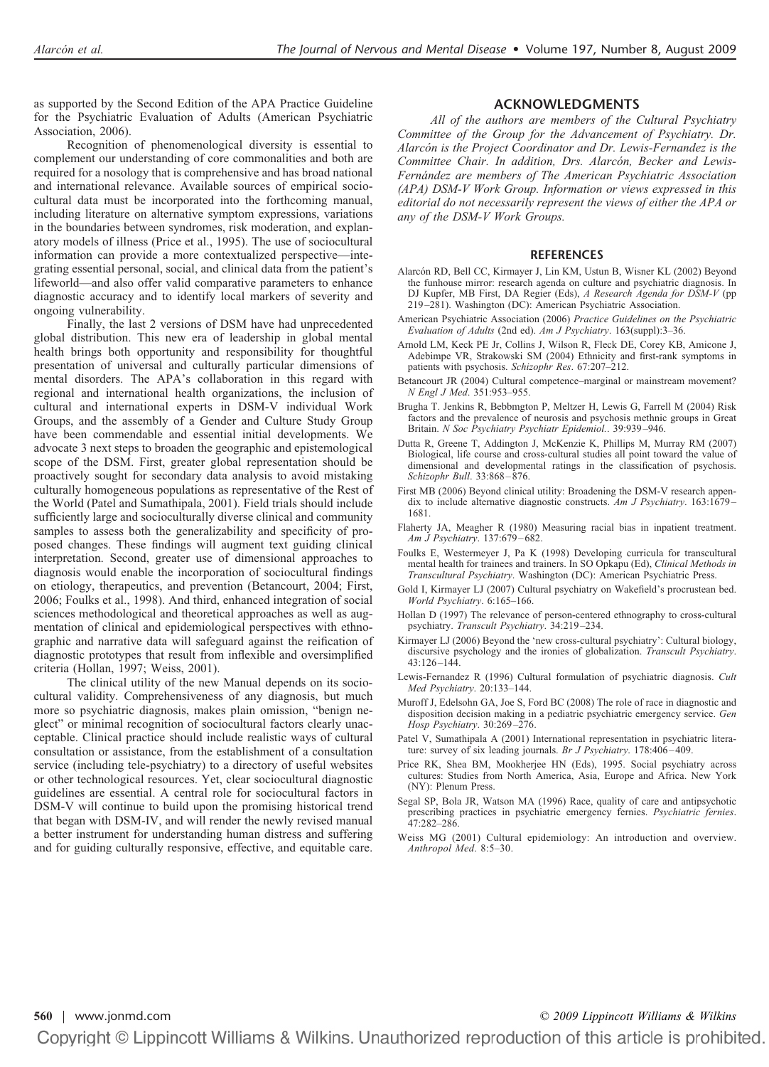as supported by the Second Edition of the APA Practice Guideline for the Psychiatric Evaluation of Adults (American Psychiatric Association, 2006).

Recognition of phenomenological diversity is essential to complement our understanding of core commonalities and both are required for a nosology that is comprehensive and has broad national and international relevance. Available sources of empirical sociocultural data must be incorporated into the forthcoming manual, including literature on alternative symptom expressions, variations in the boundaries between syndromes, risk moderation, and explanatory models of illness (Price et al., 1995). The use of sociocultural information can provide a more contextualized perspective—integrating essential personal, social, and clinical data from the patient's lifeworld—and also offer valid comparative parameters to enhance diagnostic accuracy and to identify local markers of severity and ongoing vulnerability.

Finally, the last 2 versions of DSM have had unprecedented global distribution. This new era of leadership in global mental health brings both opportunity and responsibility for thoughtful presentation of universal and culturally particular dimensions of mental disorders. The APA's collaboration in this regard with regional and international health organizations, the inclusion of cultural and international experts in DSM-V individual Work Groups, and the assembly of a Gender and Culture Study Group have been commendable and essential initial developments. We advocate 3 next steps to broaden the geographic and epistemological scope of the DSM. First, greater global representation should be proactively sought for secondary data analysis to avoid mistaking culturally homogeneous populations as representative of the Rest of the World (Patel and Sumathipala, 2001). Field trials should include sufficiently large and socioculturally diverse clinical and community samples to assess both the generalizability and specificity of proposed changes. These findings will augment text guiding clinical interpretation. Second, greater use of dimensional approaches to diagnosis would enable the incorporation of sociocultural findings on etiology, therapeutics, and prevention (Betancourt, 2004; First, 2006; Foulks et al., 1998). And third, enhanced integration of social sciences methodological and theoretical approaches as well as augmentation of clinical and epidemiological perspectives with ethnographic and narrative data will safeguard against the reification of diagnostic prototypes that result from inflexible and oversimplified criteria (Hollan, 1997; Weiss, 2001).

The clinical utility of the new Manual depends on its sociocultural validity. Comprehensiveness of any diagnosis, but much more so psychiatric diagnosis, makes plain omission, "benign neglect" or minimal recognition of sociocultural factors clearly unacceptable. Clinical practice should include realistic ways of cultural consultation or assistance, from the establishment of a consultation service (including tele-psychiatry) to a directory of useful websites or other technological resources. Yet, clear sociocultural diagnostic guidelines are essential. A central role for sociocultural factors in DSM-V will continue to build upon the promising historical trend that began with DSM-IV, and will render the newly revised manual a better instrument for understanding human distress and suffering and for guiding culturally responsive, effective, and equitable care.

## ACKNOWLEDGMENTS

*All of the authors are members of the Cultural Psychiatry Committee of the Group for the Advancement of Psychiatry. Dr. Alarcón is the Project Coordinator and Dr. Lewis-Fernandez is the Committee Chair. In addition, Drs. Alarcón, Becker and Lewis-Fernández are members of The American Psychiatric Association (APA) DSM-V Work Group. Information or views expressed in this editorial do not necessarily represent the views of either the APA or any of the DSM-V Work Groups.*

## REFERENCES

Alarcón RD, Bell CC, Kirmayer J, Lin KM, Ustun B, Wisner KL (2002) Beyond the funhouse mirror: research agenda on culture and psychiatric diagnosis. In DJ Kupfer, MB First, DA Regier (Eds), *A Research Agenda for DSM-V* (pp 219–281). Washington (DC): American Psychiatric Association.

American Psychiatric Association (2006) *Practice Guidelines on the Psychiatric Evaluation of Adults* (2nd ed). *Am J Psychiatry*. 163(suppl):3–36.

Arnold LM, Keck PE Jr, Collins J, Wilson R, Fleck DE, Corey KB, Amicone J, Adebimpe VR, Strakowski SM (2004) Ethnicity and first-rank symptoms in patients with psychosis. *Schizophr Res*. 67:207–212.

Betancourt JR (2004) Cultural competence–marginal or mainstream movement? *N Engl J Med*. 351:953–955.

Brugha T. Jenkins R, Bebbmgton P, Meltzer H, Lewis G, Farrell M (2004) Risk factors and the prevalence of neurosis and psychosis methnic groups in Great Britain. *N Soc Psychiatry Psychiatr Epidemiol.*. 39:939–946.

Dutta R, Greene T, Addington J, McKenzie K, Phillips M, Murray RM (2007) Biological, life course and cross-cultural studies all point toward the value of dimensional and developmental ratings in the classification of psychosis. *Schizophr Bull*. 33:868–876.

First MB (2006) Beyond clinical utility: Broadening the DSM-V research appendix to include alternative diagnostic constructs. *Am J Psychiatry*. 163:1679–1681.

Flaherty JA, Meagher R (1980) Measuring racial bias in inpatient treatment. *Am J Psychiatry*. 137:679–682.

Foulks E, Westermeyer J, Pa K (1998) Developing curricula for transcultural mental health for trainees and trainers. In SO Opkapu (Ed), *Clinical Methods in Transcultural Psychiatry*. Washington (DC): American Psychiatric Press.

Gold I, Kirmayer LJ (2007) Cultural psychiatry on Wakefield's procrustean bed. *World Psychiatry*. 6:165–166.

Hollan D (1997) The relevance of person-centered ethnography to cross-cultural psychiatry. *Transcult Psychiatry*. 34:219–234.

Kirmayer LJ (2006) Beyond the 'new cross-cultural psychiatry': Cultural biology, discursive psychology and the ironies of globalization. *Transcult Psychiatry*. 43:126–144.

Lewis-Fernandez R (1996) Cultural formulation of psychiatric diagnosis. *Cult Med Psychiatry*. 20:133–144.

Muroff J, Edelsohn GA, Joe S, Ford BC (2008) The role of race in diagnostic and disposition decision making in a pediatric psychiatric emergency service. *Gen Hosp Psychiatry*. 30:269–276.

Patel V, Sumathipala A (2001) International representation in psychiatric literature: survey of six leading journals. *Br J Psychiatry*. 178:406–409.

Price RK, Shea BM, Mookherjee HN (Eds), 1995. Social psychiatry across cultures: Studies from North America, Asia, Europe and Africa. New York (NY): Plenum Press.

Segal SP, Bola JR, Watson MA (1996) Race, quality of care and antipsychotic prescribing practices in psychiatric emergency fernies. *Psychiatric fernies*. 47:282–286.

Weiss MG (2001) Cultural epidemiology: An introduction and overview. *Anthropol Med*. 8:5–30.